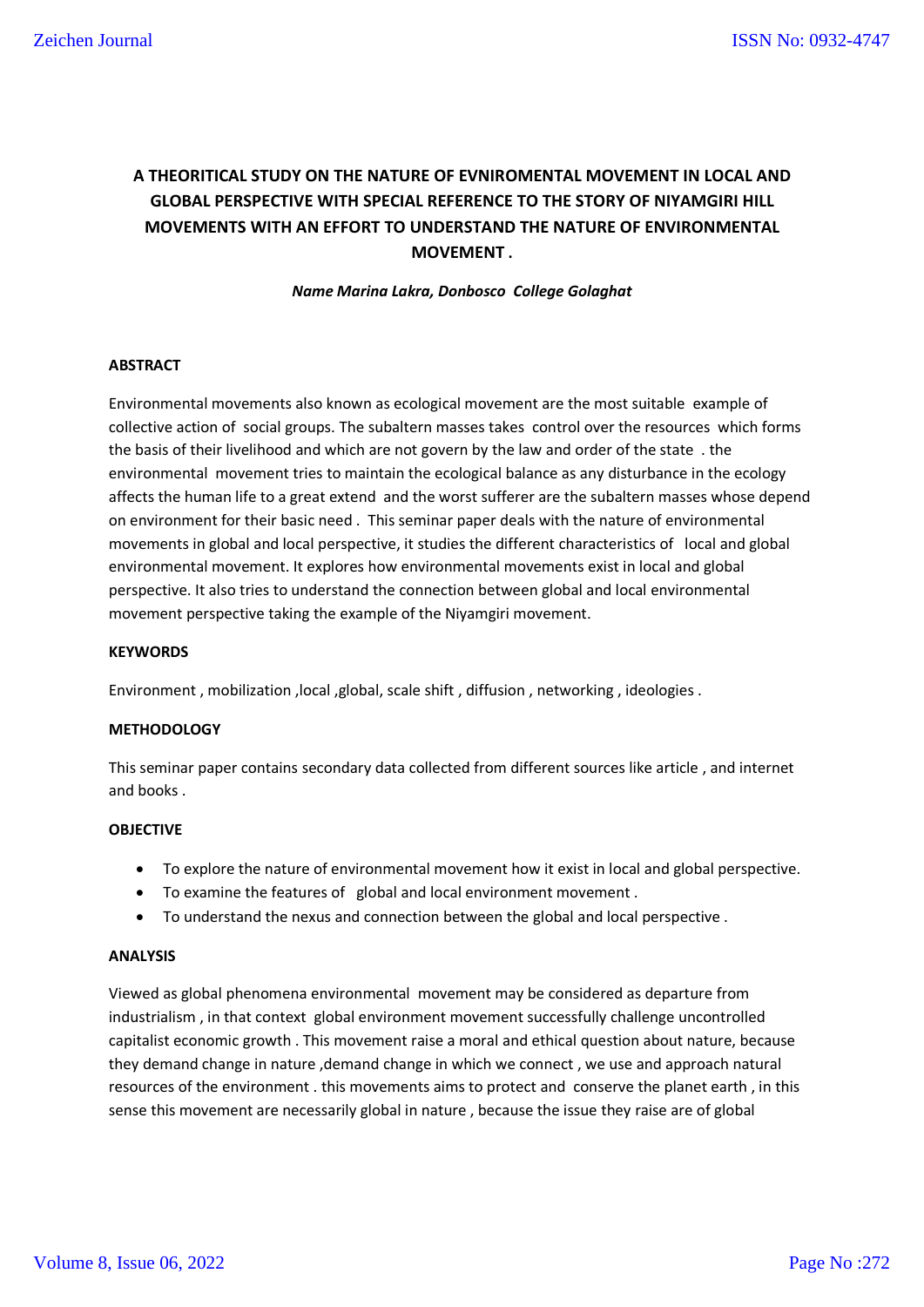# A THEORITICAL STUDY ON THE NATURE OF EVNIROMENTAL MOVEMENT IN LOCAL AND GLOBAL PERSPECTIVE WITH SPECIAL REFERENCE TO THE STORY OF NIYAMGIRI HILL MOVEMENTS WITH AN EFFORT TO UNDERSTAND THE NATURE OF ENVIRONMENTAL MOVEMENT .

***Name Marina Lakra, Donbosco College Golaghat***

## ABSTRACT

Environmental movements also known as ecological movement are the most suitable example of collective action of social groups. The subaltern masses takes control over the resources which forms the basis of their livelihood and which are not govern by the law and order of the state . the environmental movement tries to maintain the ecological balance as any disturbance in the ecology affects the human life to a great extend and the worst sufferer are the subaltern masses whose depend on environment for their basic need . This seminar paper deals with the nature of environmental movements in global and local perspective, it studies the different characteristics of local and global environmental movement. It explores how environmental movements exist in local and global perspective. It also tries to understand the connection between global and local environmental movement perspective taking the example of the Niyamgiri movement.

## KEYWORDS

Environment , mobilization ,local ,global, scale shift , diffusion , networking , ideologies .

## METHODOLOGY

This seminar paper contains secondary data collected from different sources like article , and internet and books .

## OBJECTIVE

- To explore the nature of environmental movement how it exist in local and global perspective.
- To examine the features of global and local environment movement .
- To understand the nexus and connection between the global and local perspective .

## ANALYSIS

Viewed as global phenomena environmental movement may be considered as departure from industrialism , in that context global environment movement successfully challenge uncontrolled capitalist economic growth . This movement raise a moral and ethical question about nature, because they demand change in nature ,demand change in which we connect , we use and approach natural resources of the environment . this movements aims to protect and conserve the planet earth , in this sense this movement are necessarily global in nature , because the issue they raise are of global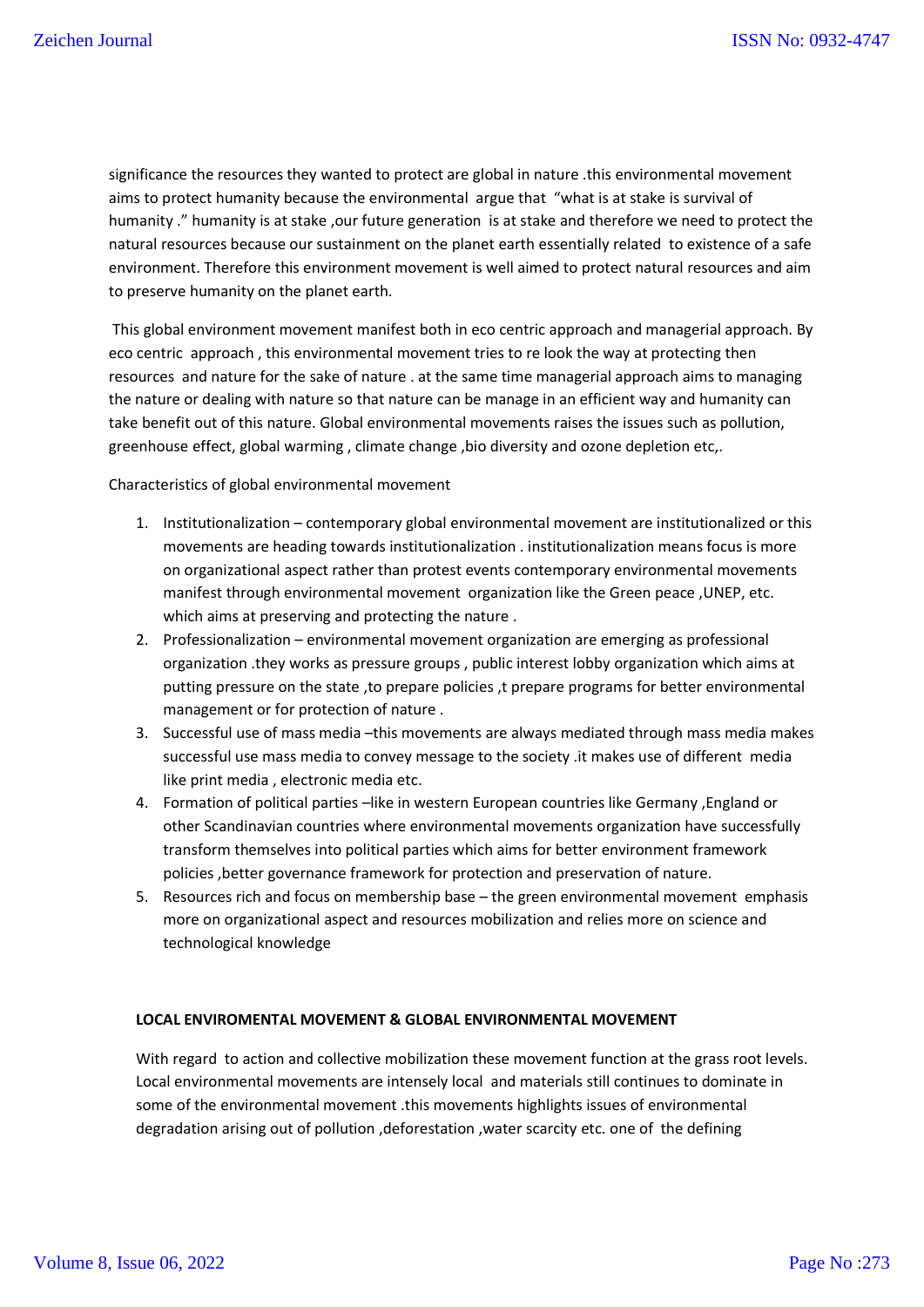significance the resources they wanted to protect are global in nature .this environmental movement aims to protect humanity because the environmental argue that "what is at stake is survival of humanity ." humanity is at stake ,our future generation is at stake and therefore we need to protect the natural resources because our sustainment on the planet earth essentially related to existence of a safe environment. Therefore this environment movement is well aimed to protect natural resources and aim to preserve humanity on the planet earth.

This global environment movement manifest both in eco centric approach and managerial approach. By eco centric approach , this environmental movement tries to re look the way at protecting then resources and nature for the sake of nature . at the same time managerial approach aims to managing the nature or dealing with nature so that nature can be manage in an efficient way and humanity can take benefit out of this nature. Global environmental movements raises the issues such as pollution, greenhouse effect, global warming , climate change ,bio diversity and ozone depletion etc,.

Characteristics of global environmental movement

1. Institutionalization – contemporary global environmental movement are institutionalized or this movements are heading towards institutionalization . institutionalization means focus is more on organizational aspect rather than protest events contemporary environmental movements manifest through environmental movement organization like the Green peace ,UNEP, etc. which aims at preserving and protecting the nature .
2. Professionalization – environmental movement organization are emerging as professional organization .they works as pressure groups , public interest lobby organization which aims at putting pressure on the state ,to prepare policies ,t prepare programs for better environmental management or for protection of nature .
3. Successful use of mass media –this movements are always mediated through mass media makes successful use mass media to convey message to the society .it makes use of different media like print media , electronic media etc.
4. Formation of political parties –like in western European countries like Germany ,England or other Scandinavian countries where environmental movements organization have successfully transform themselves into political parties which aims for better environment framework policies ,better governance framework for protection and preservation of nature.
5. Resources rich and focus on membership base – the green environmental movement emphasis more on organizational aspect and resources mobilization and relies more on science and technological knowledge

**LOCAL ENVIROMENTAL MOVEMENT & GLOBAL ENVIRONMENTAL MOVEMENT**

With regard to action and collective mobilization these movement function at the grass root levels. Local environmental movements are intensely local and materials still continues to dominate in some of the environmental movement .this movements highlights issues of environmental degradation arising out of pollution ,deforestation ,water scarcity etc. one of the defining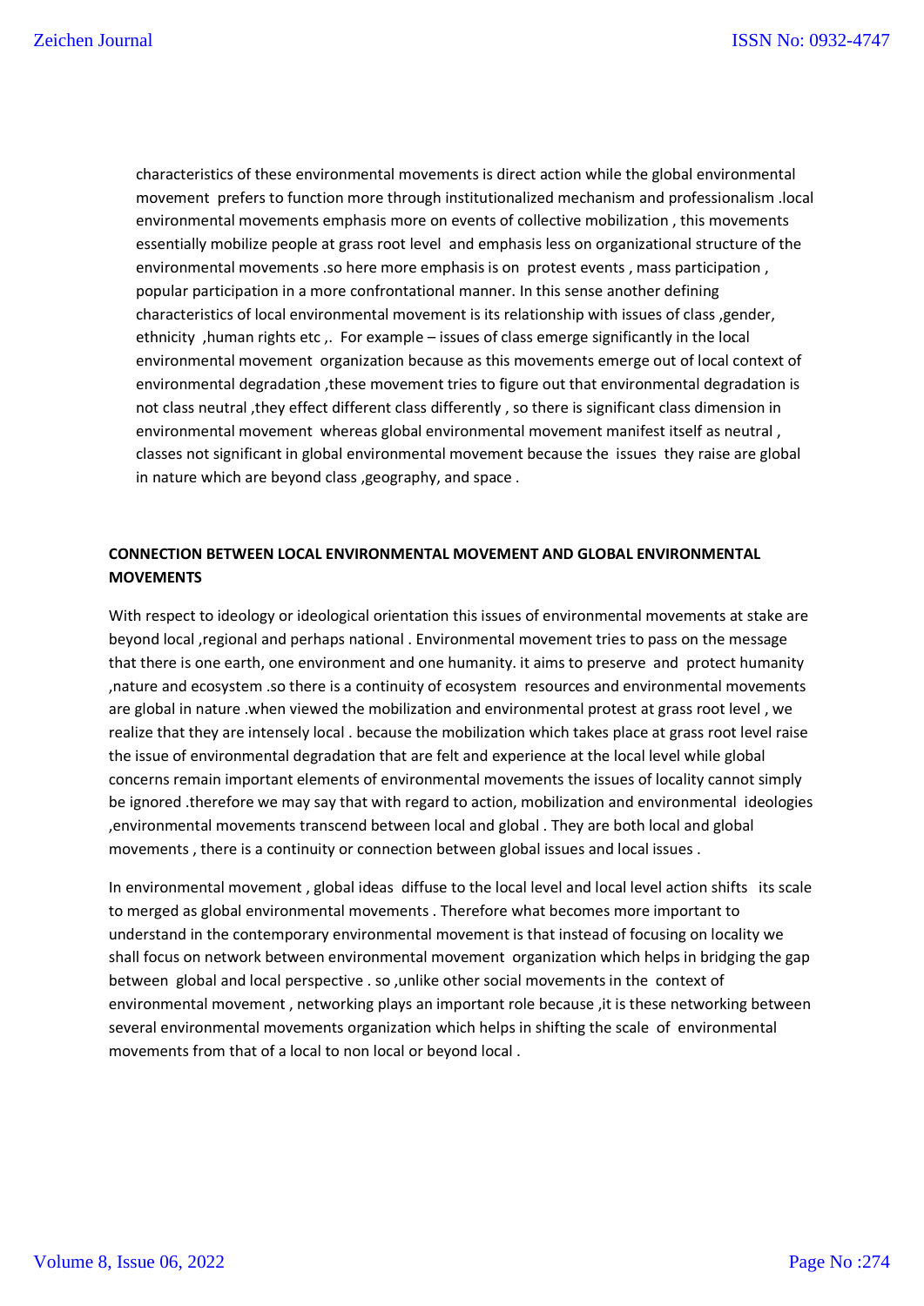characteristics of these environmental movements is direct action while the global environmental movement prefers to function more through institutionalized mechanism and professionalism .local environmental movements emphasis more on events of collective mobilization , this movements essentially mobilize people at grass root level and emphasis less on organizational structure of the environmental movements .so here more emphasis is on protest events , mass participation , popular participation in a more confrontational manner. In this sense another defining characteristics of local environmental movement is its relationship with issues of class ,gender, ethnicity ,human rights etc ,. For example – issues of class emerge significantly in the local environmental movement organization because as this movements emerge out of local context of environmental degradation ,these movement tries to figure out that environmental degradation is not class neutral ,they effect different class differently , so there is significant class dimension in environmental movement whereas global environmental movement manifest itself as neutral , classes not significant in global environmental movement because the issues they raise are global in nature which are beyond class ,geography, and space .

**CONNECTION BETWEEN LOCAL ENVIRONMENTAL MOVEMENT AND GLOBAL ENVIRONMENTAL MOVEMENTS**

With respect to ideology or ideological orientation this issues of environmental movements at stake are beyond local ,regional and perhaps national . Environmental movement tries to pass on the message that there is one earth, one environment and one humanity. it aims to preserve and protect humanity ,nature and ecosystem .so there is a continuity of ecosystem resources and environmental movements are global in nature .when viewed the mobilization and environmental protest at grass root level , we realize that they are intensely local . because the mobilization which takes place at grass root level raise the issue of environmental degradation that are felt and experience at the local level while global concerns remain important elements of environmental movements the issues of locality cannot simply be ignored .therefore we may say that with regard to action, mobilization and environmental ideologies ,environmental movements transcend between local and global . They are both local and global movements , there is a continuity or connection between global issues and local issues .

In environmental movement , global ideas diffuse to the local level and local level action shifts its scale to merged as global environmental movements . Therefore what becomes more important to understand in the contemporary environmental movement is that instead of focusing on locality we shall focus on network between environmental movement organization which helps in bridging the gap between global and local perspective . so ,unlike other social movements in the context of environmental movement , networking plays an important role because ,it is these networking between several environmental movements organization which helps in shifting the scale of environmental movements from that of a local to non local or beyond local .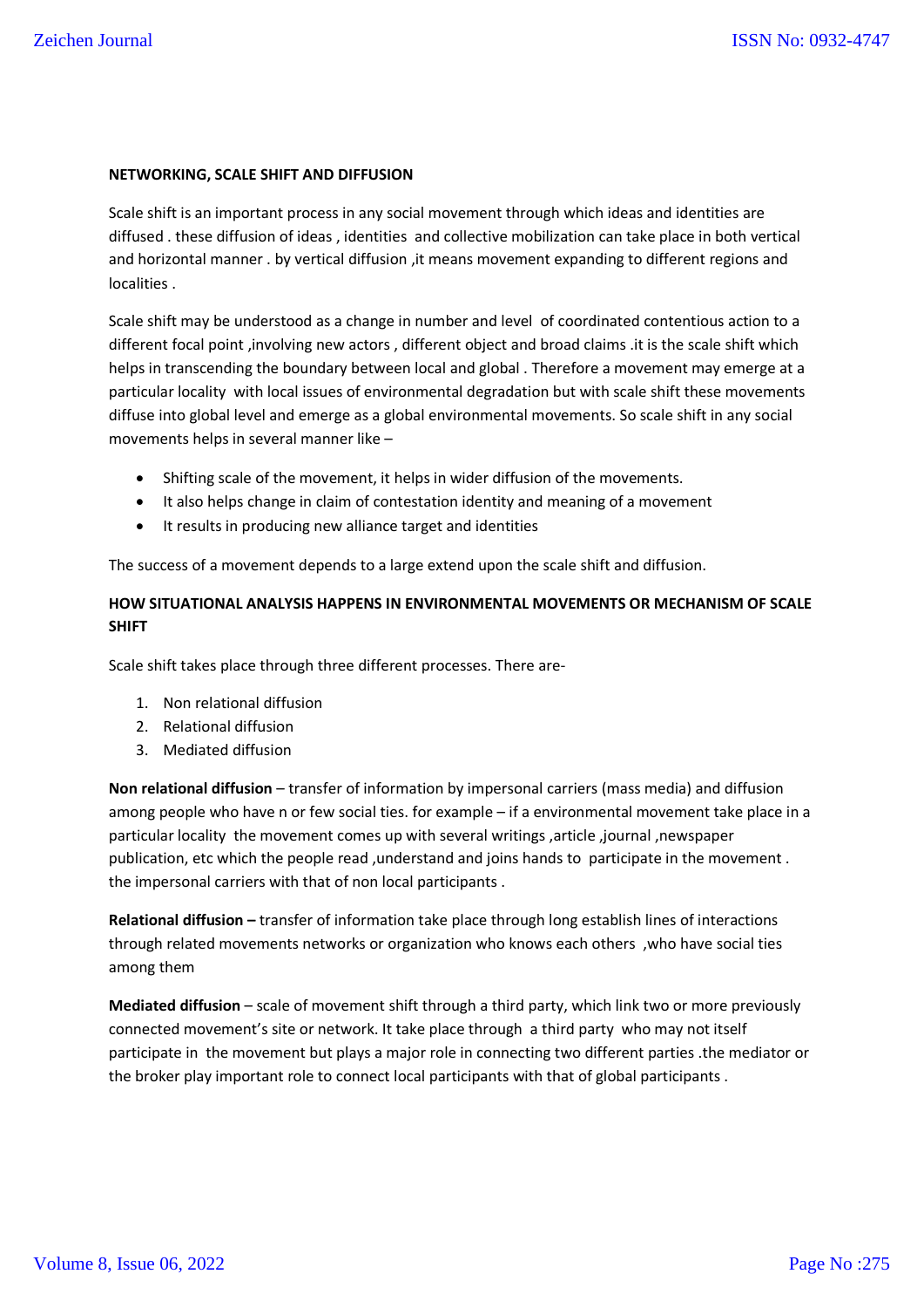## NETWORKING, SCALE SHIFT AND DIFFUSION

Scale shift is an important process in any social movement through which ideas and identities are diffused . these diffusion of ideas , identities and collective mobilization can take place in both vertical and horizontal manner . by vertical diffusion ,it means movement expanding to different regions and localities .

Scale shift may be understood as a change in number and level of coordinated contentious action to a different focal point ,involving new actors , different object and broad claims .it is the scale shift which helps in transcending the boundary between local and global . Therefore a movement may emerge at a particular locality with local issues of environmental degradation but with scale shift these movements diffuse into global level and emerge as a global environmental movements. So scale shift in any social movements helps in several manner like –

- Shifting scale of the movement, it helps in wider diffusion of the movements.
- It also helps change in claim of contestation identity and meaning of a movement
- It results in producing new alliance target and identities

The success of a movement depends to a large extend upon the scale shift and diffusion.

## HOW SITUATIONAL ANALYSIS HAPPENS IN ENVIRONMENTAL MOVEMENTS OR MECHANISM OF SCALE SHIFT

Scale shift takes place through three different processes. There are-

1. Non relational diffusion
2. Relational diffusion
3. Mediated diffusion

**Non relational diffusion** – transfer of information by impersonal carriers (mass media) and diffusion among people who have n or few social ties. for example – if a environmental movement take place in a particular locality the movement comes up with several writings ,article ,journal ,newspaper publication, etc which the people read ,understand and joins hands to participate in the movement . the impersonal carriers with that of non local participants .

**Relational diffusion –** transfer of information take place through long establish lines of interactions through related movements networks or organization who knows each others ,who have social ties among them

**Mediated diffusion** – scale of movement shift through a third party, which link two or more previously connected movement's site or network. It take place through a third party who may not itself participate in the movement but plays a major role in connecting two different parties .the mediator or the broker play important role to connect local participants with that of global participants .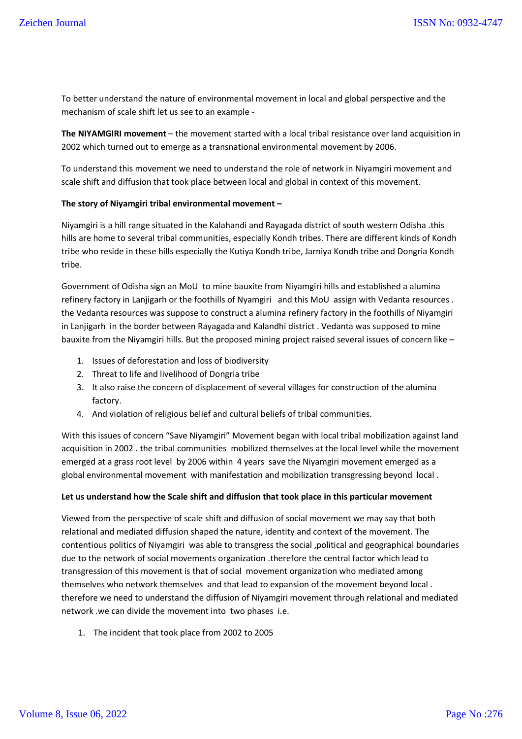To better understand the nature of environmental movement in local and global perspective and the mechanism of scale shift let us see to an example -

**The NIYAMGIRI movement** – the movement started with a local tribal resistance over land acquisition in 2002 which turned out to emerge as a transnational environmental movement by 2006.

To understand this movement we need to understand the role of network in Niyamgiri movement and scale shift and diffusion that took place between local and global in context of this movement.

**The story of Niyamgiri tribal environmental movement –**

Niyamgiri is a hill range situated in the Kalahandi and Rayagada district of south western Odisha .this hills are home to several tribal communities, especially Kondh tribes. There are different kinds of Kondh tribe who reside in these hills especially the Kutiya Kondh tribe, Jarniya Kondh tribe and Dongria Kondh tribe.

Government of Odisha sign an MoU to mine bauxite from Niyamgiri hills and established a alumina refinery factory in Lanjigarh or the foothills of Nyamgiri and this MoU assign with Vedanta resources . the Vedanta resources was suppose to construct a alumina refinery factory in the foothills of Niyamgiri in Lanjigarh in the border between Rayagada and Kalandhi district . Vedanta was supposed to mine bauxite from the Niyamgiri hills. But the proposed mining project raised several issues of concern like –

1. Issues of deforestation and loss of biodiversity
2. Threat to life and livelihood of Dongria tribe
3. It also raise the concern of displacement of several villages for construction of the alumina factory.
4. And violation of religious belief and cultural beliefs of tribal communities.

With this issues of concern "Save Niyamgiri" Movement began with local tribal mobilization against land acquisition in 2002 . the tribal communities mobilized themselves at the local level while the movement emerged at a grass root level by 2006 within 4 years save the Niyamgiri movement emerged as a global environmental movement with manifestation and mobilization transgressing beyond local .

**Let us understand how the Scale shift and diffusion that took place in this particular movement**

Viewed from the perspective of scale shift and diffusion of social movement we may say that both relational and mediated diffusion shaped the nature, identity and context of the movement. The contentious politics of Niyamgiri was able to transgress the social ,political and geographical boundaries due to the network of social movements organization .therefore the central factor which lead to transgression of this movement is that of social movement organization who mediated among themselves who network themselves and that lead to expansion of the movement beyond local . therefore we need to understand the diffusion of Niyamgiri movement through relational and mediated network .we can divide the movement into two phases i.e.

1. The incident that took place from 2002 to 2005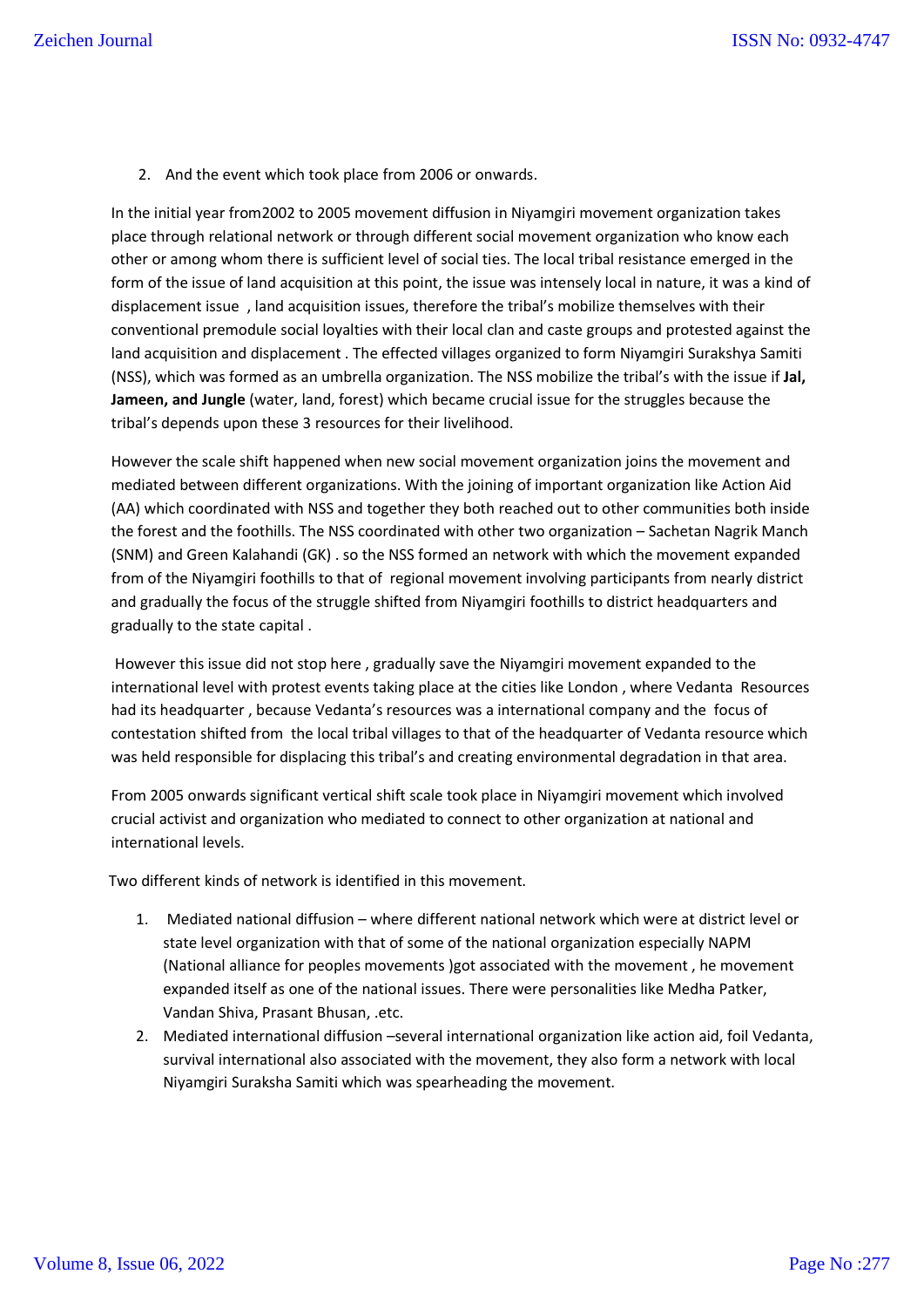2. And the event which took place from 2006 or onwards.

In the initial year from2002 to 2005 movement diffusion in Niyamgiri movement organization takes place through relational network or through different social movement organization who know each other or among whom there is sufficient level of social ties. The local tribal resistance emerged in the form of the issue of land acquisition at this point, the issue was intensely local in nature, it was a kind of displacement issue , land acquisition issues, therefore the tribal's mobilize themselves with their conventional premodule social loyalties with their local clan and caste groups and protested against the land acquisition and displacement . The effected villages organized to form Niyamgiri Surakshya Samiti (NSS), which was formed as an umbrella organization. The NSS mobilize the tribal's with the issue if **Jal, Jameen, and Jungle** (water, land, forest) which became crucial issue for the struggles because the tribal's depends upon these 3 resources for their livelihood.

However the scale shift happened when new social movement organization joins the movement and mediated between different organizations. With the joining of important organization like Action Aid (AA) which coordinated with NSS and together they both reached out to other communities both inside the forest and the foothills. The NSS coordinated with other two organization – Sachetan Nagrik Manch (SNM) and Green Kalahandi (GK) . so the NSS formed an network with which the movement expanded from of the Niyamgiri foothills to that of regional movement involving participants from nearly district and gradually the focus of the struggle shifted from Niyamgiri foothills to district headquarters and gradually to the state capital .

However this issue did not stop here , gradually save the Niyamgiri movement expanded to the international level with protest events taking place at the cities like London , where Vedanta Resources had its headquarter , because Vedanta's resources was a international company and the focus of contestation shifted from the local tribal villages to that of the headquarter of Vedanta resource which was held responsible for displacing this tribal's and creating environmental degradation in that area.

From 2005 onwards significant vertical shift scale took place in Niyamgiri movement which involved crucial activist and organization who mediated to connect to other organization at national and international levels.

Two different kinds of network is identified in this movement.

1. Mediated national diffusion – where different national network which were at district level or state level organization with that of some of the national organization especially NAPM (National alliance for peoples movements )got associated with the movement , he movement expanded itself as one of the national issues. There were personalities like Medha Patker, Vandan Shiva, Prasant Bhusan, .etc.
2. Mediated international diffusion –several international organization like action aid, foil Vedanta, survival international also associated with the movement, they also form a network with local Niyamgiri Suraksha Samiti which was spearheading the movement.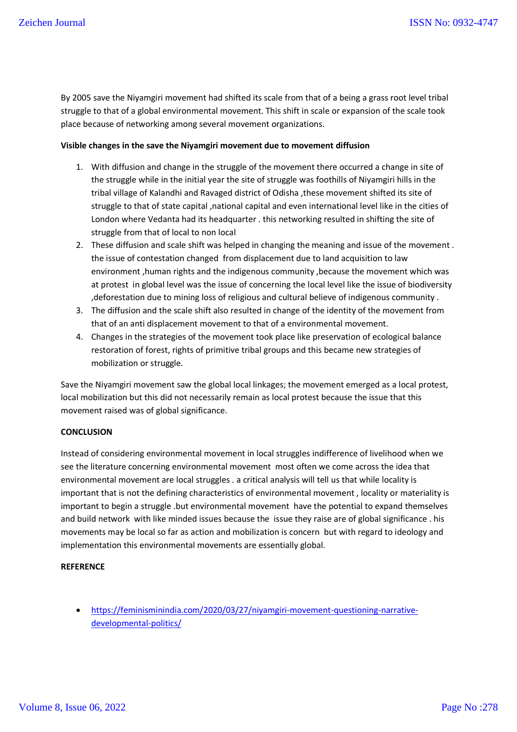By 2005 save the Niyamgiri movement had shifted its scale from that of a being a grass root level tribal struggle to that of a global environmental movement. This shift in scale or expansion of the scale took place because of networking among several movement organizations.

**Visible changes in the save the Niyamgiri movement due to movement diffusion**

1. With diffusion and change in the struggle of the movement there occurred a change in site of the struggle while in the initial year the site of struggle was foothills of Niyamgiri hills in the tribal village of Kalandhi and Ravaged district of Odisha ,these movement shifted its site of struggle to that of state capital ,national capital and even international level like in the cities of London where Vedanta had its headquarter . this networking resulted in shifting the site of struggle from that of local to non local
2. These diffusion and scale shift was helped in changing the meaning and issue of the movement . the issue of contestation changed from displacement due to land acquisition to law environment ,human rights and the indigenous community ,because the movement which was at protest in global level was the issue of concerning the local level like the issue of biodiversity ,deforestation due to mining loss of religious and cultural believe of indigenous community .
3. The diffusion and the scale shift also resulted in change of the identity of the movement from that of an anti displacement movement to that of a environmental movement.
4. Changes in the strategies of the movement took place like preservation of ecological balance restoration of forest, rights of primitive tribal groups and this became new strategies of mobilization or struggle.

Save the Niyamgiri movement saw the global local linkages; the movement emerged as a local protest, local mobilization but this did not necessarily remain as local protest because the issue that this movement raised was of global significance.

**CONCLUSION**

Instead of considering environmental movement in local struggles indifference of livelihood when we see the literature concerning environmental movement most often we come across the idea that environmental movement are local struggles . a critical analysis will tell us that while locality is important that is not the defining characteristics of environmental movement , locality or materiality is important to begin a struggle .but environmental movement have the potential to expand themselves and build network with like minded issues because the issue they raise are of global significance . his movements may be local so far as action and mobilization is concern but with regard to ideology and implementation this environmental movements are essentially global.

**REFERENCE**

- https://feminisminindia.com/2020/03/27/niyamgiri-movement-questioning-narrative-developmental-politics/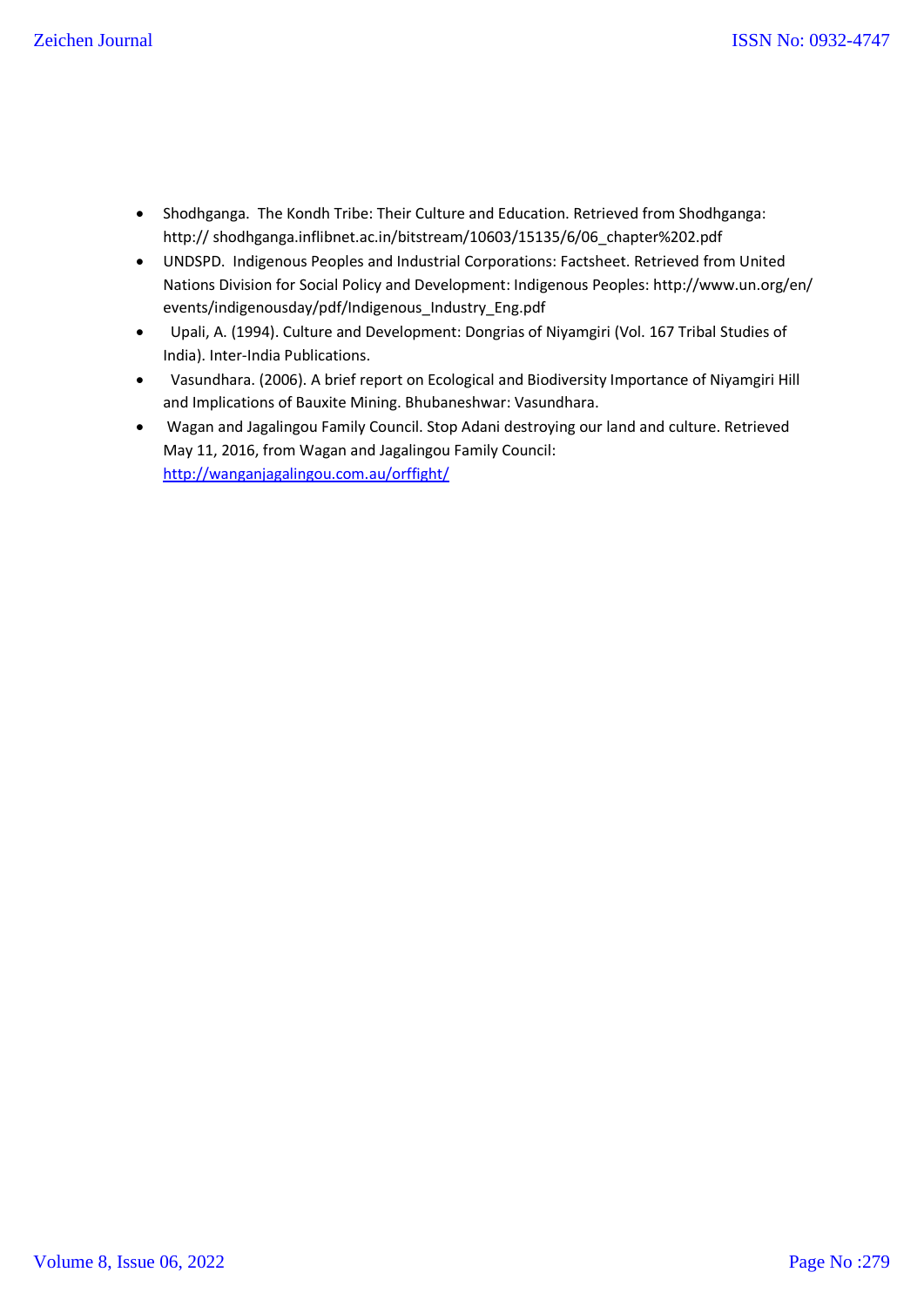- Shodhganga. The Kondh Tribe: Their Culture and Education. Retrieved from Shodhganga: http:// shodhganga.inflibnet.ac.in/bitstream/10603/15135/6/06_chapter%202.pdf
- UNDSPD. Indigenous Peoples and Industrial Corporations: Factsheet. Retrieved from United Nations Division for Social Policy and Development: Indigenous Peoples: http://www.un.org/en/ events/indigenousday/pdf/Indigenous_Industry_Eng.pdf
- Upali, A. (1994). Culture and Development: Dongrias of Niyamgiri (Vol. 167 Tribal Studies of India). Inter-India Publications.
- Vasundhara. (2006). A brief report on Ecological and Biodiversity Importance of Niyamgiri Hill and Implications of Bauxite Mining. Bhubaneshwar: Vasundhara.
- Wagan and Jagalingou Family Council. Stop Adani destroying our land and culture. Retrieved May 11, 2016, from Wagan and Jagalingou Family Council: http://wanganjagalingou.com.au/orffight/